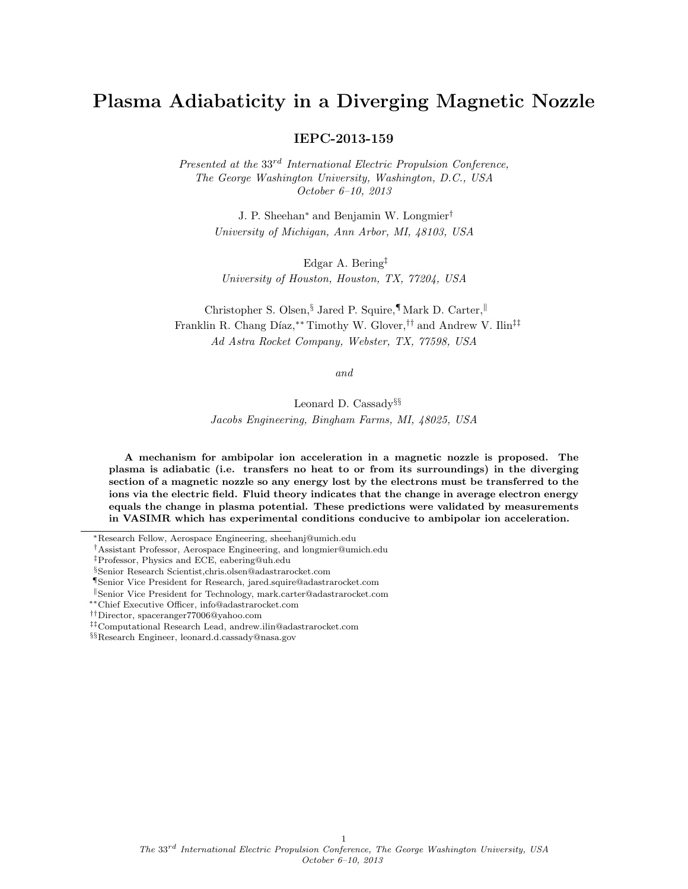# Plasma Adiabaticity in a Diverging Magnetic Nozzle

**IEPC-2013-159**

*Presented at the 33rd International Electric Propulsion Conference,*
*The George Washington University, Washington, D.C., USA*
*October 6–10, 2013*

J. P. Sheehan* and Benjamin W. Longmier†
*University of Michigan, Ann Arbor, MI, 48103, USA*

Edgar A. Bering‡
*University of Houston, Houston, TX, 77204, USA*

Christopher S. Olsen,§ Jared P. Squire,¶ Mark D. Carter,‖
Franklin R. Chang Díaz,** Timothy W. Glover,†† and Andrew V. Ilin‡‡
*Ad Astra Rocket Company, Webster, TX, 77598, USA*

*and*

Leonard D. Cassady§§
*Jacobs Engineering, Bingham Farms, MI, 48025, USA*

**A mechanism for ambipolar ion acceleration in a magnetic nozzle is proposed. The plasma is adiabatic (i.e. transfers no heat to or from its surroundings) in the diverging section of a magnetic nozzle so any energy lost by the electrons must be transferred to the ions via the electric field. Fluid theory indicates that the change in average electron energy equals the change in plasma potential. These predictions were validated by measurements in VASIMR which has experimental conditions conducive to ambipolar ion acceleration.**

---

*Research Fellow, Aerospace Engineering, sheehanj@umich.edu
†Assistant Professor, Aerospace Engineering, and longmier@umich.edu
‡Professor, Physics and ECE, eabering@uh.edu
§Senior Research Scientist,chris.olsen@adastrarocket.com
¶Senior Vice President for Research, jared.squire@adastrarocket.com
‖Senior Vice President for Technology, mark.carter@adastrarocket.com
**Chief Executive Officer, info@adastrarocket.com
††Director, spaceranger77006@yahoo.com
‡‡Computational Research Lead, andrew.ilin@adastrarocket.com
§§Research Engineer, leonard.d.cassady@nasa.gov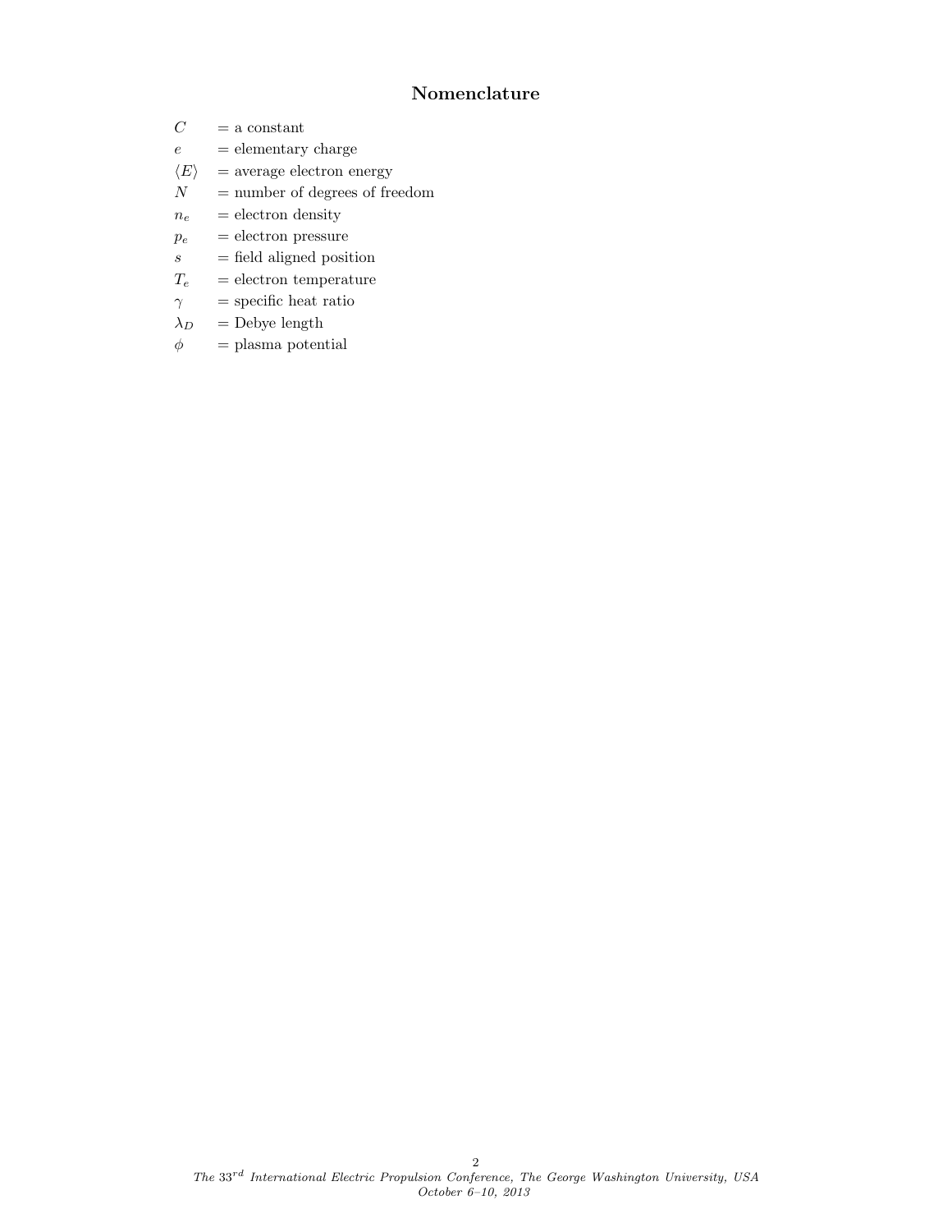# Nomenclature

| | |
|---|---|
| $C$ | = a constant |
| $e$ | = elementary charge |
| $\langle E \rangle$ | = average electron energy |
| $N$ | = number of degrees of freedom |
| $n_e$ | = electron density |
| $p_e$ | = electron pressure |
| $s$ | = field aligned position |
| $T_e$ | = electron temperature |
| $\gamma$ | = specific heat ratio |
| $\lambda_D$ | = Debye length |
| $\phi$ | = plasma potential |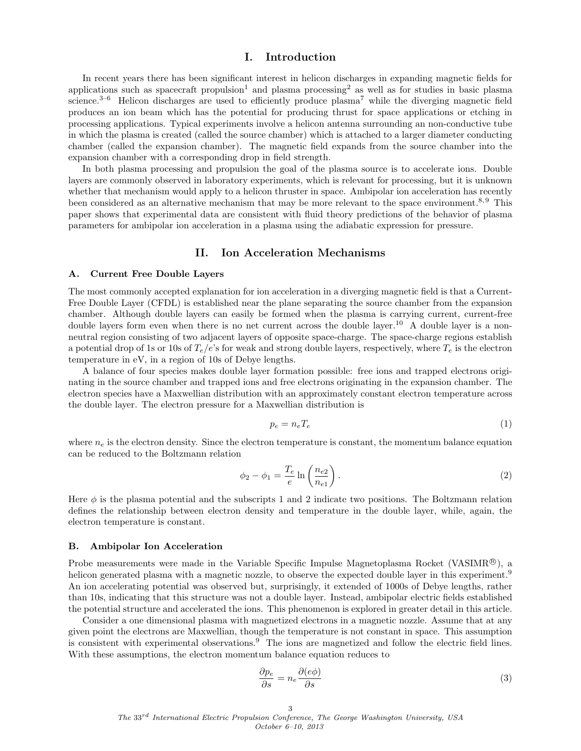# I. Introduction

In recent years there has been significant interest in helicon discharges in expanding magnetic fields for applications such as spacecraft propulsion[1] and plasma processing[2] as well as for studies in basic plasma science.[3–6] Helicon discharges are used to efficiently produce plasma[7] while the diverging magnetic field produces an ion beam which has the potential for producing thrust for space applications or etching in processing applications. Typical experiments involve a helicon antenna surrounding an non-conductive tube in which the plasma is created (called the source chamber) which is attached to a larger diameter conducting chamber (called the expansion chamber). The magnetic field expands from the source chamber into the expansion chamber with a corresponding drop in field strength.

In both plasma processing and propulsion the goal of the plasma source is to accelerate ions. Double layers are commonly observed in laboratory experiments, which is relevant for processing, but it is unknown whether that mechanism would apply to a helicon thruster in space. Ambipolar ion acceleration has recently been considered as an alternative mechanism that may be more relevant to the space environment.[8,9] This paper shows that experimental data are consistent with fluid theory predictions of the behavior of plasma parameters for ambipolar ion acceleration in a plasma using the adiabatic expression for pressure.

# II. Ion Acceleration Mechanisms

## A. Current Free Double Layers

The most commonly accepted explanation for ion acceleration in a diverging magnetic field is that a Current-Free Double Layer (CFDL) is established near the plane separating the source chamber from the expansion chamber. Although double layers can easily be formed when the plasma is carrying current, current-free double layers form even when there is no net current across the double layer.[10] A double layer is a non-neutral region consisting of two adjacent layers of opposite space-charge. The space-charge regions establish a potential drop of 1s or 10s of $T_e/e$'s for weak and strong double layers, respectively, where $T_e$ is the electron temperature in eV, in a region of 10s of Debye lengths.

A balance of four species makes double layer formation possible: free ions and trapped electrons originating in the source chamber and trapped ions and free electrons originating in the expansion chamber. The electron species have a Maxwellian distribution with an approximately constant electron temperature across the double layer. The electron pressure for a Maxwellian distribution is

$$p_e = n_e T_e \tag{1}$$

where $n_e$ is the electron density. Since the electron temperature is constant, the momentum balance equation can be reduced to the Boltzmann relation

$$\phi_2 - \phi_1 = \frac{T_e}{e} \ln\left(\frac{n_{e2}}{n_{e1}}\right). \tag{2}$$

Here $\phi$ is the plasma potential and the subscripts 1 and 2 indicate two positions. The Boltzmann relation defines the relationship between electron density and temperature in the double layer, while, again, the electron temperature is constant.

## B. Ambipolar Ion Acceleration

Probe measurements were made in the Variable Specific Impulse Magnetoplasma Rocket (VASIMR®), a helicon generated plasma with a magnetic nozzle, to observe the expected double layer in this experiment.[9] An ion accelerating potential was observed but, surprisingly, it extended of 1000s of Debye lengths, rather than 10s, indicating that this structure was not a double layer. Instead, ambipolar electric fields established the potential structure and accelerated the ions. This phenomenon is explored in greater detail in this article.

Consider a one dimensional plasma with magnetized electrons in a magnetic nozzle. Assume that at any given point the electrons are Maxwellian, though the temperature is not constant in space. This assumption is consistent with experimental observations.[9] The ions are magnetized and follow the electric field lines. With these assumptions, the electron momentum balance equation reduces to

$$\frac{\partial p_e}{\partial s} = n_e \frac{\partial (e\phi)}{\partial s} \tag{3}$$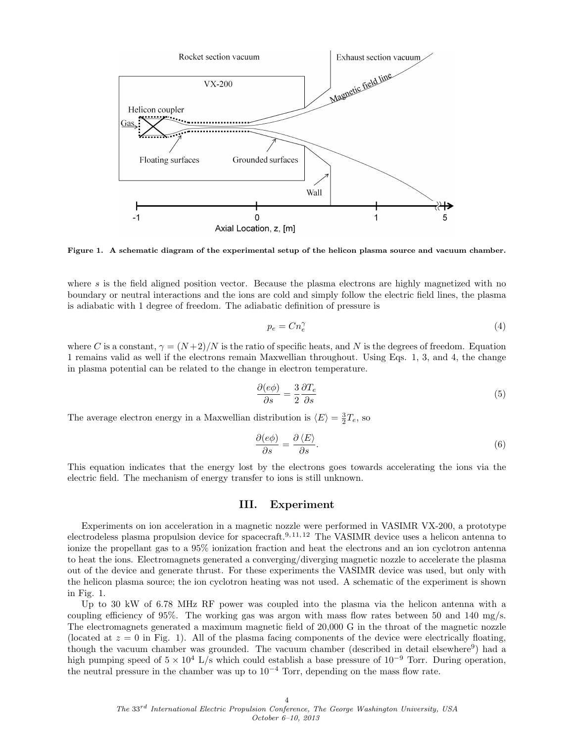Figure 1. A schematic diagram of the experimental setup of the helicon plasma source and vacuum chamber.

where $s$ is the field aligned position vector. Because the plasma electrons are highly magnetized with no boundary or neutral interactions and the ions are cold and simply follow the electric field lines, the plasma is adiabatic with 1 degree of freedom. The adiabatic definition of pressure is

$$p_e = C n_e^{\gamma} \tag{4}$$

where $C$ is a constant, $\gamma = (N+2)/N$ is the ratio of specific heats, and $N$ is the degrees of freedom. Equation 1 remains valid as well if the electrons remain Maxwellian throughout. Using Eqs. 1, 3, and 4, the change in plasma potential can be related to the change in electron temperature.

$$\frac{\partial (e\phi)}{\partial s} = \frac{3}{2}\frac{\partial T_e}{\partial s} \tag{5}$$

The average electron energy in a Maxwellian distribution is $\langle E \rangle = \frac{3}{2} T_e$, so

$$\frac{\partial (e\phi)}{\partial s} = \frac{\partial \langle E \rangle}{\partial s}. \tag{6}$$

This equation indicates that the energy lost by the electrons goes towards accelerating the ions via the electric field. The mechanism of energy transfer to ions is still unknown.

## III. Experiment

Experiments on ion acceleration in a magnetic nozzle were performed in VASIMR VX-200, a prototype electrodeless plasma propulsion device for spacecraft.[9,11,12] The VASIMR device uses a helicon antenna to ionize the propellant gas to a 95% ionization fraction and heat the electrons and an ion cyclotron antenna to heat the ions. Electromagnets generated a converging/diverging magnetic nozzle to accelerate the plasma out of the device and generate thrust. For these experiments the VASIMR device was used, but only with the helicon plasma source; the ion cyclotron heating was not used. A schematic of the experiment is shown in Fig. 1.

Up to 30 kW of 6.78 MHz RF power was coupled into the plasma via the helicon antenna with a coupling efficiency of 95%. The working gas was argon with mass flow rates between 50 and 140 mg/s. The electromagnets generated a maximum magnetic field of 20,000 G in the throat of the magnetic nozzle (located at $z = 0$ in Fig. 1). All of the plasma facing components of the device were electrically floating, though the vacuum chamber was grounded. The vacuum chamber (described in detail elsewhere[9]) had a high pumping speed of $5 \times 10^4$ L/s which could establish a base pressure of $10^{-9}$ Torr. During operation, the neutral pressure in the chamber was up to $10^{-4}$ Torr, depending on the mass flow rate.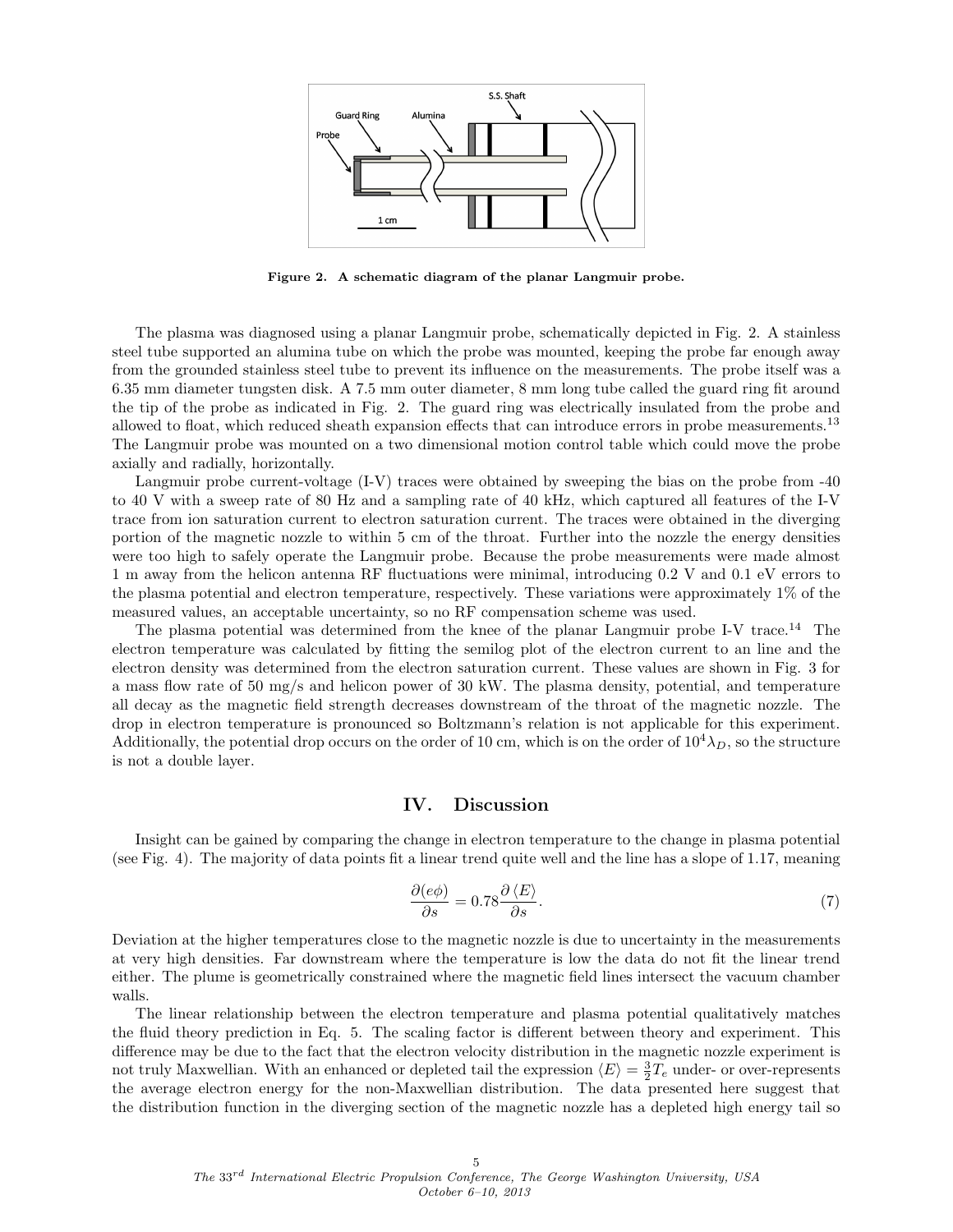Figure 2. A schematic diagram of the planar Langmuir probe.

The plasma was diagnosed using a planar Langmuir probe, schematically depicted in Fig. 2. A stainless steel tube supported an alumina tube on which the probe was mounted, keeping the probe far enough away from the grounded stainless steel tube to prevent its influence on the measurements. The probe itself was a 6.35 mm diameter tungsten disk. A 7.5 mm outer diameter, 8 mm long tube called the guard ring fit around the tip of the probe as indicated in Fig. 2. The guard ring was electrically insulated from the probe and allowed to float, which reduced sheath expansion effects that can introduce errors in probe measurements.[13] The Langmuir probe was mounted on a two dimensional motion control table which could move the probe axially and radially, horizontally.

Langmuir probe current-voltage (I-V) traces were obtained by sweeping the bias on the probe from -40 to 40 V with a sweep rate of 80 Hz and a sampling rate of 40 kHz, which captured all features of the I-V trace from ion saturation current to electron saturation current. The traces were obtained in the diverging portion of the magnetic nozzle to within 5 cm of the throat. Further into the nozzle the energy densities were too high to safely operate the Langmuir probe. Because the probe measurements were made almost 1 m away from the helicon antenna RF fluctuations were minimal, introducing 0.2 V and 0.1 eV errors to the plasma potential and electron temperature, respectively. These variations were approximately 1% of the measured values, an acceptable uncertainty, so no RF compensation scheme was used.

The plasma potential was determined from the knee of the planar Langmuir probe I-V trace.[14] The electron temperature was calculated by fitting the semilog plot of the electron current to an line and the electron density was determined from the electron saturation current. These values are shown in Fig. 3 for a mass flow rate of 50 mg/s and helicon power of 30 kW. The plasma density, potential, and temperature all decay as the magnetic field strength decreases downstream of the throat of the magnetic nozzle. The drop in electron temperature is pronounced so Boltzmann's relation is not applicable for this experiment. Additionally, the potential drop occurs on the order of 10 cm, which is on the order of $10^4\lambda_D$, so the structure is not a double layer.

## IV. Discussion

Insight can be gained by comparing the change in electron temperature to the change in plasma potential (see Fig. 4). The majority of data points fit a linear trend quite well and the line has a slope of 1.17, meaning

$$\frac{\partial(e\phi)}{\partial s} = 0.78\frac{\partial\langle E\rangle}{\partial s}. \tag{7}$$

Deviation at the higher temperatures close to the magnetic nozzle is due to uncertainty in the measurements at very high densities. Far downstream where the temperature is low the data do not fit the linear trend either. The plume is geometrically constrained where the magnetic field lines intersect the vacuum chamber walls.

The linear relationship between the electron temperature and plasma potential qualitatively matches the fluid theory prediction in Eq. 5. The scaling factor is different between theory and experiment. This difference may be due to the fact that the electron velocity distribution in the magnetic nozzle experiment is not truly Maxwellian. With an enhanced or depleted tail the expression $\langle E\rangle = \frac{3}{2}T_e$ under- or over-represents the average electron energy for the non-Maxwellian distribution. The data presented here suggest that the distribution function in the diverging section of the magnetic nozzle has a depleted high energy tail so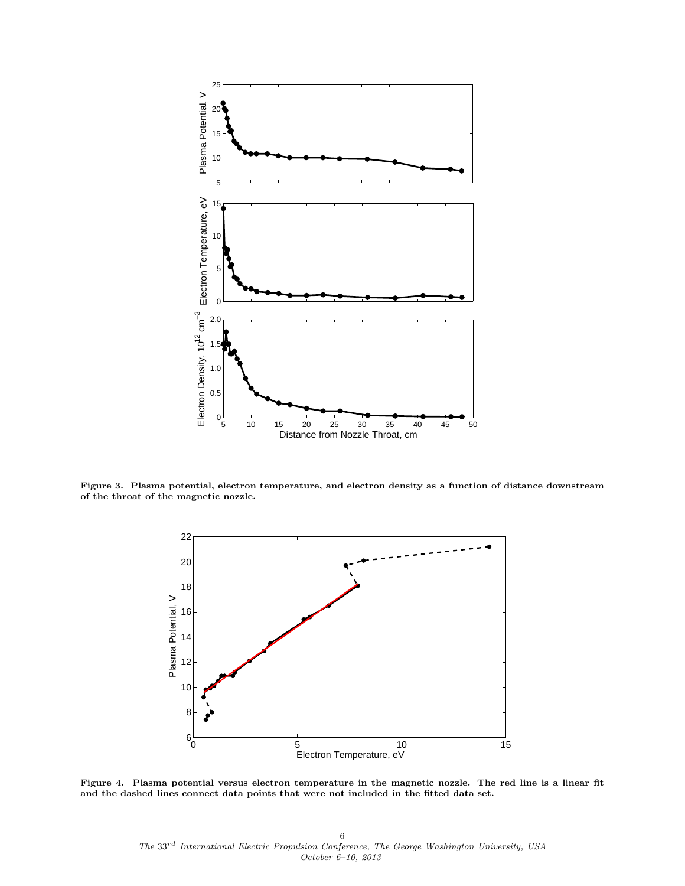**Figure 3. Plasma potential, electron temperature, and electron density as a function of distance downstream of the throat of the magnetic nozzle.**

**Figure 4. Plasma potential versus electron temperature in the magnetic nozzle. The red line is a linear fit and the dashed lines connect data points that were not included in the fitted data set.**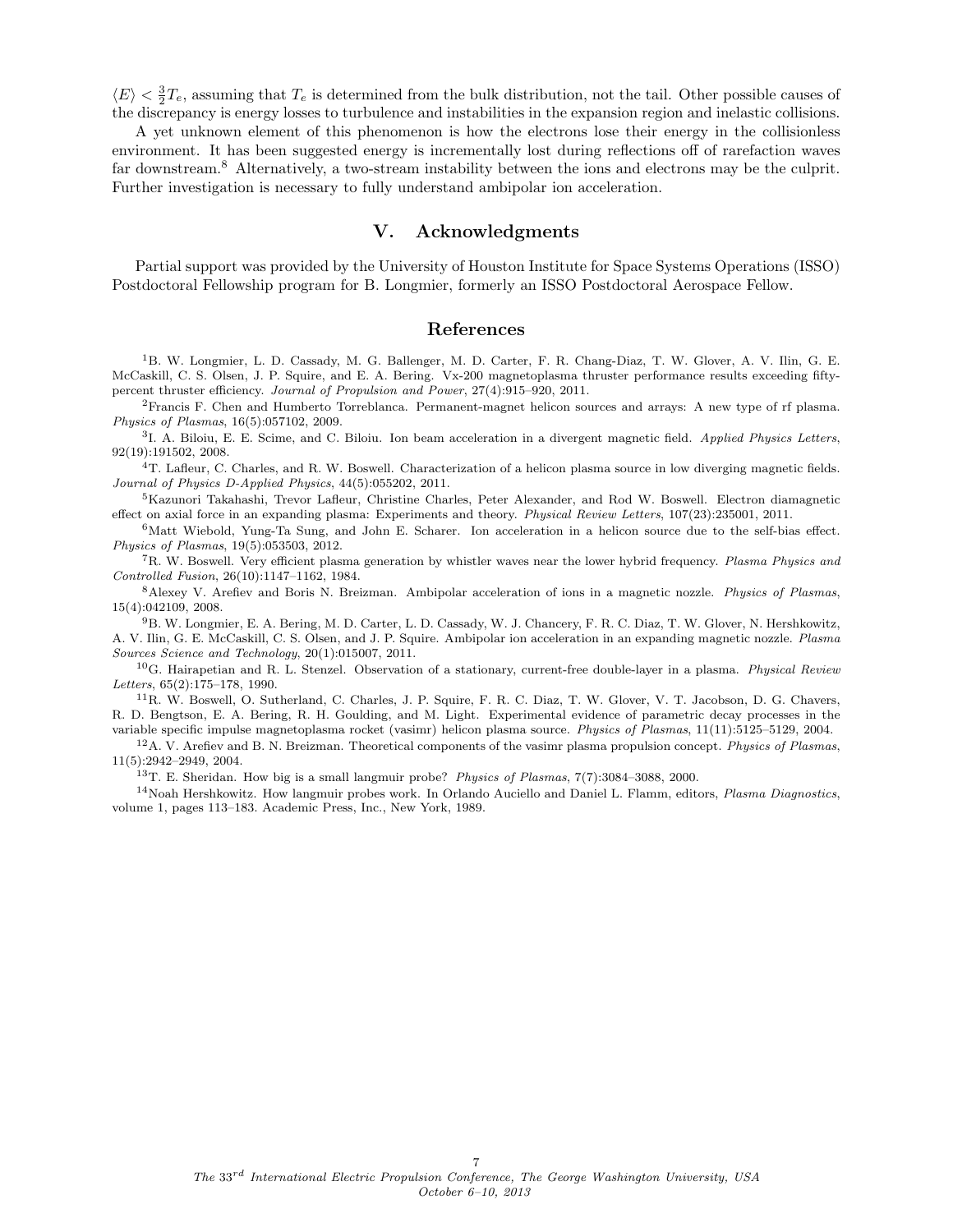$\langle E \rangle < \frac{3}{2}T_e$, assuming that $T_e$ is determined from the bulk distribution, not the tail. Other possible causes of the discrepancy is energy losses to turbulence and instabilities in the expansion region and inelastic collisions.

A yet unknown element of this phenomenon is how the electrons lose their energy in the collisionless environment. It has been suggested energy is incrementally lost during reflections off of rarefaction waves far downstream.[8] Alternatively, a two-stream instability between the ions and electrons may be the culprit. Further investigation is necessary to fully understand ambipolar ion acceleration.

## V. Acknowledgments

Partial support was provided by the University of Houston Institute for Space Systems Operations (ISSO) Postdoctoral Fellowship program for B. Longmier, formerly an ISSO Postdoctoral Aerospace Fellow.

## References

[1]B. W. Longmier, L. D. Cassady, M. G. Ballenger, M. D. Carter, F. R. Chang-Diaz, T. W. Glover, A. V. Ilin, G. E. McCaskill, C. S. Olsen, J. P. Squire, and E. A. Bering. Vx-200 magnetoplasma thruster performance results exceeding fifty-percent thruster efficiency. *Journal of Propulsion and Power*, 27(4):915–920, 2011.

[2]Francis F. Chen and Humberto Torreblanca. Permanent-magnet helicon sources and arrays: A new type of rf plasma. *Physics of Plasmas*, 16(5):057102, 2009.

[3]I. A. Biloiu, E. E. Scime, and C. Biloiu. Ion beam acceleration in a divergent magnetic field. *Applied Physics Letters*, 92(19):191502, 2008.

[4]T. Lafleur, C. Charles, and R. W. Boswell. Characterization of a helicon plasma source in low diverging magnetic fields. *Journal of Physics D-Applied Physics*, 44(5):055202, 2011.

[5]Kazunori Takahashi, Trevor Lafleur, Christine Charles, Peter Alexander, and Rod W. Boswell. Electron diamagnetic effect on axial force in an expanding plasma: Experiments and theory. *Physical Review Letters*, 107(23):235001, 2011.

[6]Matt Wiebold, Yung-Ta Sung, and John E. Scharer. Ion acceleration in a helicon source due to the self-bias effect. *Physics of Plasmas*, 19(5):053503, 2012.

[7]R. W. Boswell. Very efficient plasma generation by whistler waves near the lower hybrid frequency. *Plasma Physics and Controlled Fusion*, 26(10):1147–1162, 1984.

[8]Alexey V. Arefiev and Boris N. Breizman. Ambipolar acceleration of ions in a magnetic nozzle. *Physics of Plasmas*, 15(4):042109, 2008.

[9]B. W. Longmier, E. A. Bering, M. D. Carter, L. D. Cassady, W. J. Chancery, F. R. C. Diaz, T. W. Glover, N. Hershkowitz, A. V. Ilin, G. E. McCaskill, C. S. Olsen, and J. P. Squire. Ambipolar ion acceleration in an expanding magnetic nozzle. *Plasma Sources Science and Technology*, 20(1):015007, 2011.

[10]G. Hairapetian and R. L. Stenzel. Observation of a stationary, current-free double-layer in a plasma. *Physical Review Letters*, 65(2):175–178, 1990.

[11]R. W. Boswell, O. Sutherland, C. Charles, J. P. Squire, F. R. C. Diaz, T. W. Glover, V. T. Jacobson, D. G. Chavers, R. D. Bengtson, E. A. Bering, R. H. Goulding, and M. Light. Experimental evidence of parametric decay processes in the variable specific impulse magnetoplasma rocket (vasimr) helicon plasma source. *Physics of Plasmas*, 11(11):5125–5129, 2004.

[12]A. V. Arefiev and B. N. Breizman. Theoretical components of the vasimr plasma propulsion concept. *Physics of Plasmas*, 11(5):2942–2949, 2004.

[13]T. E. Sheridan. How big is a small langmuir probe? *Physics of Plasmas*, 7(7):3084–3088, 2000.

[14]Noah Hershkowitz. How langmuir probes work. In Orlando Auciello and Daniel L. Flamm, editors, *Plasma Diagnostics*, volume 1, pages 113–183. Academic Press, Inc., New York, 1989.